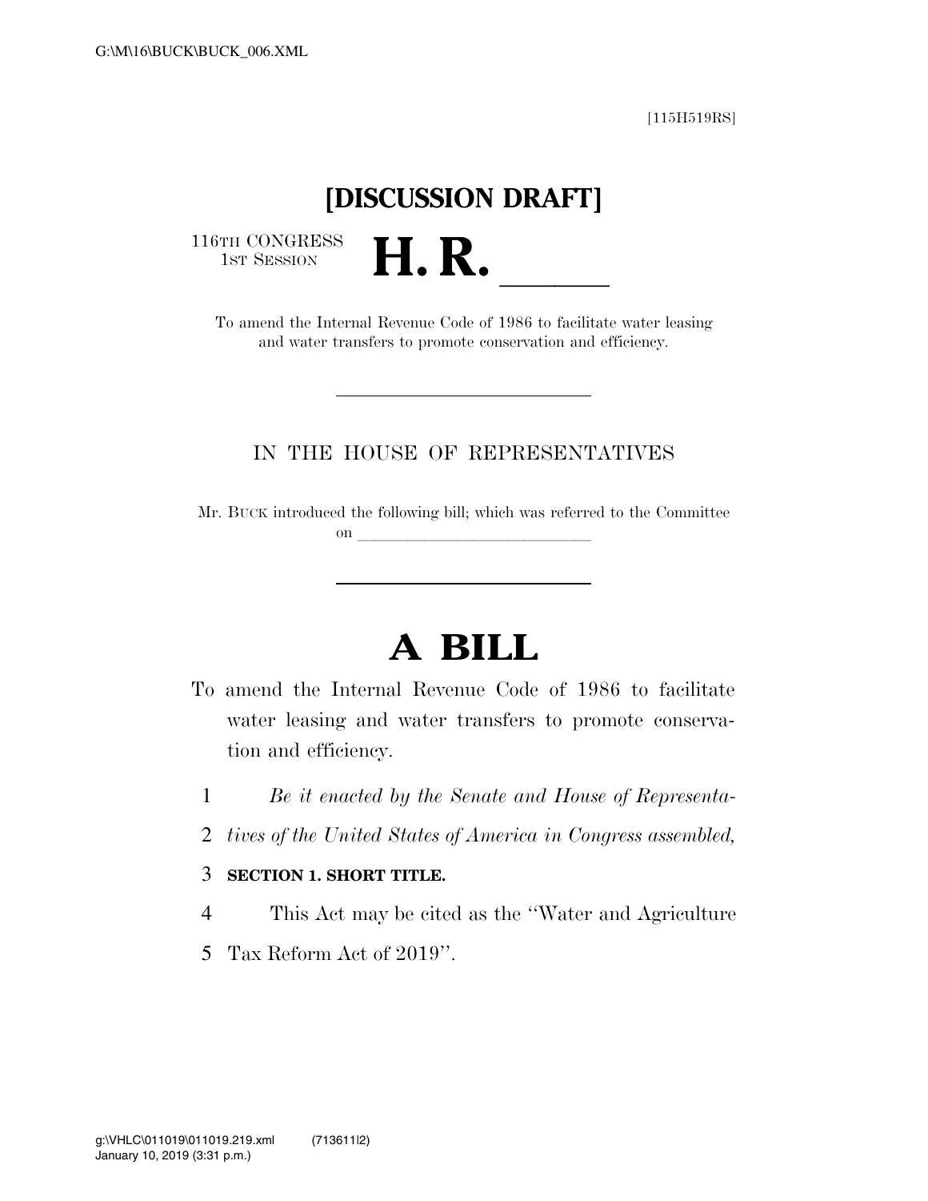[115H519RS]

# [DISCUSSION DRAFT]

116TH CONGRESS
1ST SESSION

# H. R. ______

To amend the Internal Revenue Code of 1986 to facilitate water leasing and water transfers to promote conservation and efficiency.

IN THE HOUSE OF REPRESENTATIVES

Mr. BUCK introduced the following bill; which was referred to the Committee on ______________________________

# A BILL

To amend the Internal Revenue Code of 1986 to facilitate water leasing and water transfers to promote conservation and efficiency.

1 *Be it enacted by the Senate and House of Representa-*
2 *tives of the United States of America in Congress assembled,*

3 **SECTION 1. SHORT TITLE.**

4 This Act may be cited as the ''Water and Agriculture
5 Tax Reform Act of 2019''.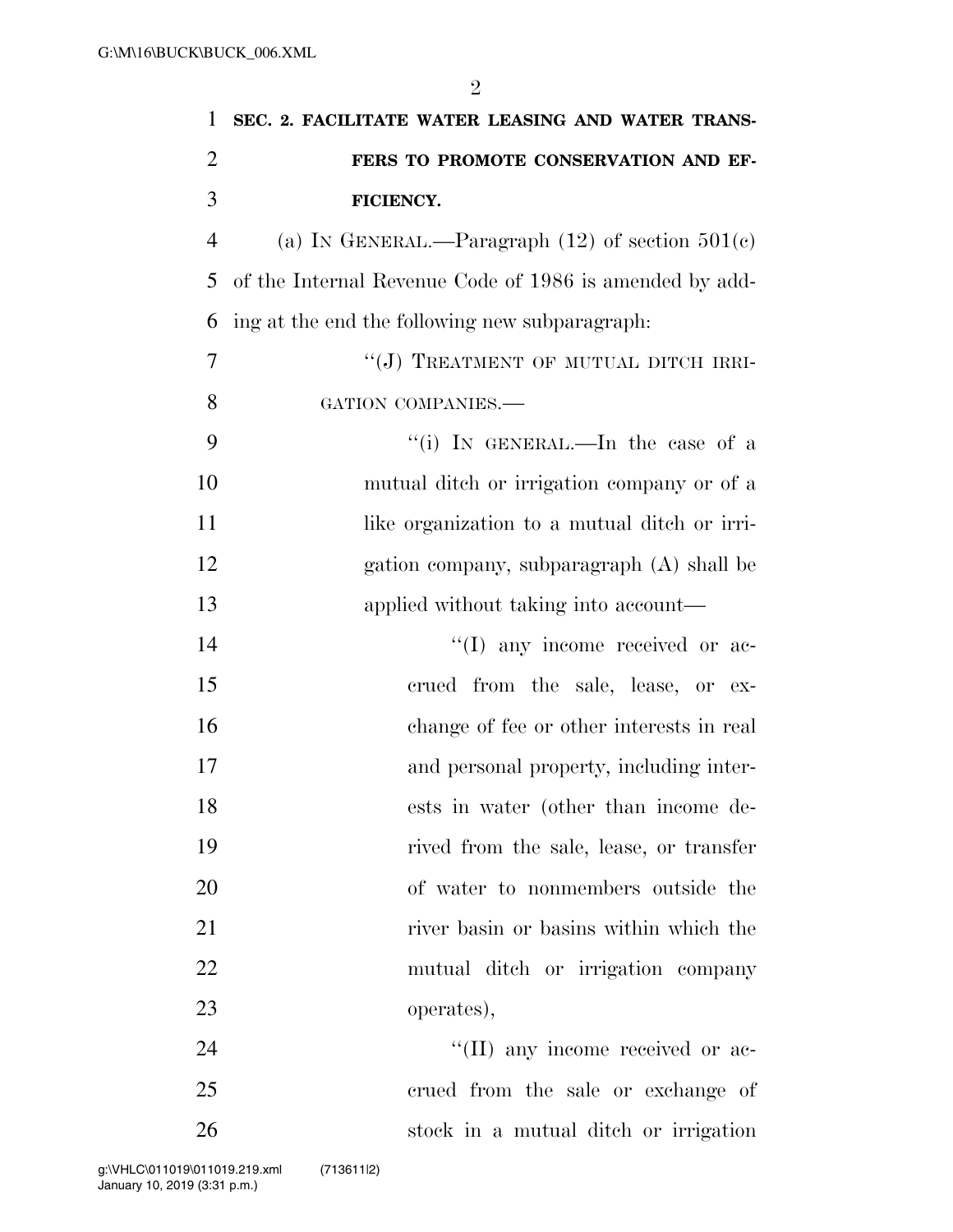**SEC. 2. FACILITATE WATER LEASING AND WATER TRANSFERS TO PROMOTE CONSERVATION AND EFFICIENCY.**

(a) IN GENERAL.—Paragraph (12) of section 501(c) of the Internal Revenue Code of 1986 is amended by adding at the end the following new subparagraph:

"(J) TREATMENT OF MUTUAL DITCH IRRIGATION COMPANIES.—

"(i) IN GENERAL.—In the case of a mutual ditch or irrigation company or of a like organization to a mutual ditch or irrigation company, subparagraph (A) shall be applied without taking into account—

"(I) any income received or accrued from the sale, lease, or exchange of fee or other interests in real and personal property, including interests in water (other than income derived from the sale, lease, or transfer of water to nonmembers outside the river basin or basins within which the mutual ditch or irrigation company operates),

"(II) any income received or accrued from the sale or exchange of stock in a mutual ditch or irrigation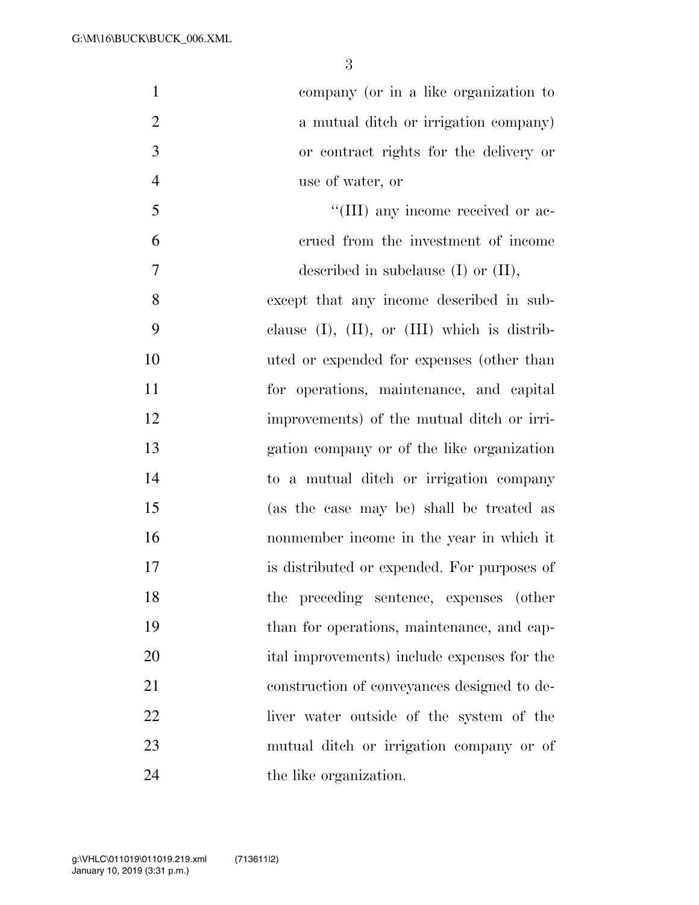company (or in a like organization to a mutual ditch or irrigation company) or contract rights for the delivery or use of water, or

''(III) any income received or accrued from the investment of income described in subclause (I) or (II),

except that any income described in subclause (I), (II), or (III) which is distributed or expended for expenses (other than for operations, maintenance, and capital improvements) of the mutual ditch or irrigation company or of the like organization to a mutual ditch or irrigation company (as the case may be) shall be treated as nonmember income in the year in which it is distributed or expended. For purposes of the preceding sentence, expenses (other than for operations, maintenance, and capital improvements) include expenses for the construction of conveyances designed to deliver water outside of the system of the mutual ditch or irrigation company or of the like organization.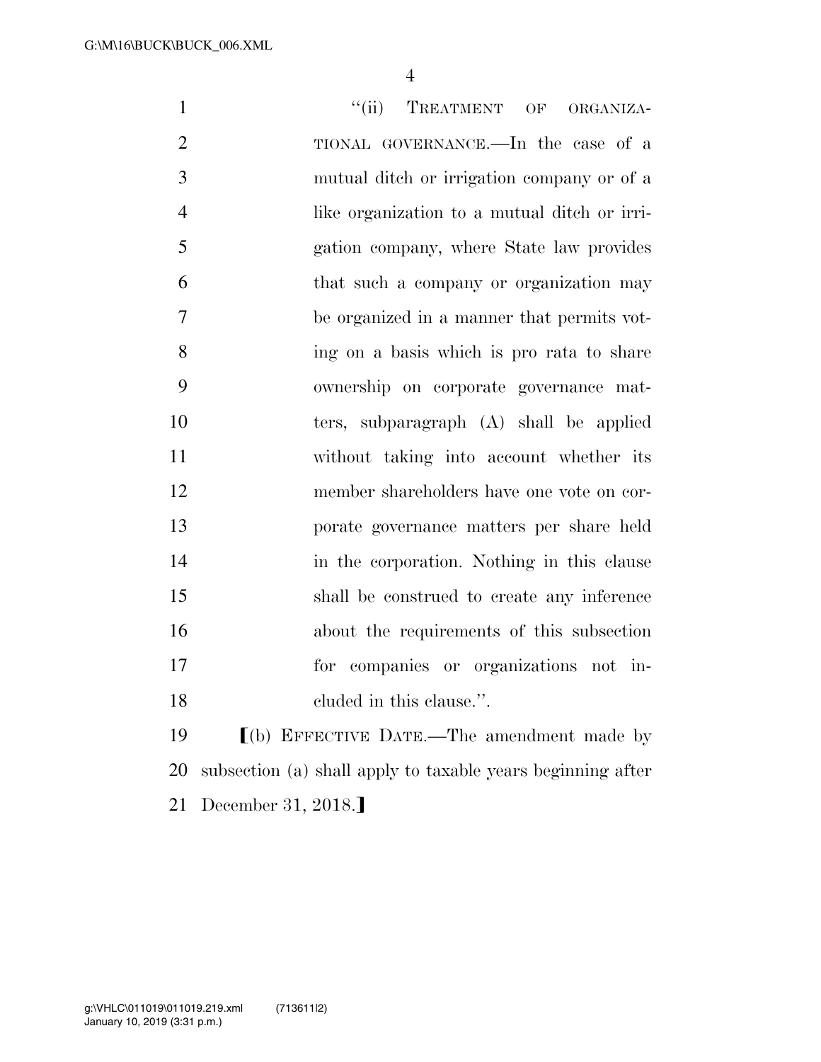"(ii) TREATMENT OF ORGANIZATIONAL GOVERNANCE.—In the case of a mutual ditch or irrigation company or of a like organization to a mutual ditch or irrigation company, where State law provides that such a company or organization may be organized in a manner that permits voting on a basis which is pro rata to share ownership on corporate governance matters, subparagraph (A) shall be applied without taking into account whether its member shareholders have one vote on corporate governance matters per share held in the corporation. Nothing in this clause shall be construed to create any inference about the requirements of this subsection for companies or organizations not included in this clause.".

[(b) EFFECTIVE DATE.—The amendment made by subsection (a) shall apply to taxable years beginning after December 31, 2018.]